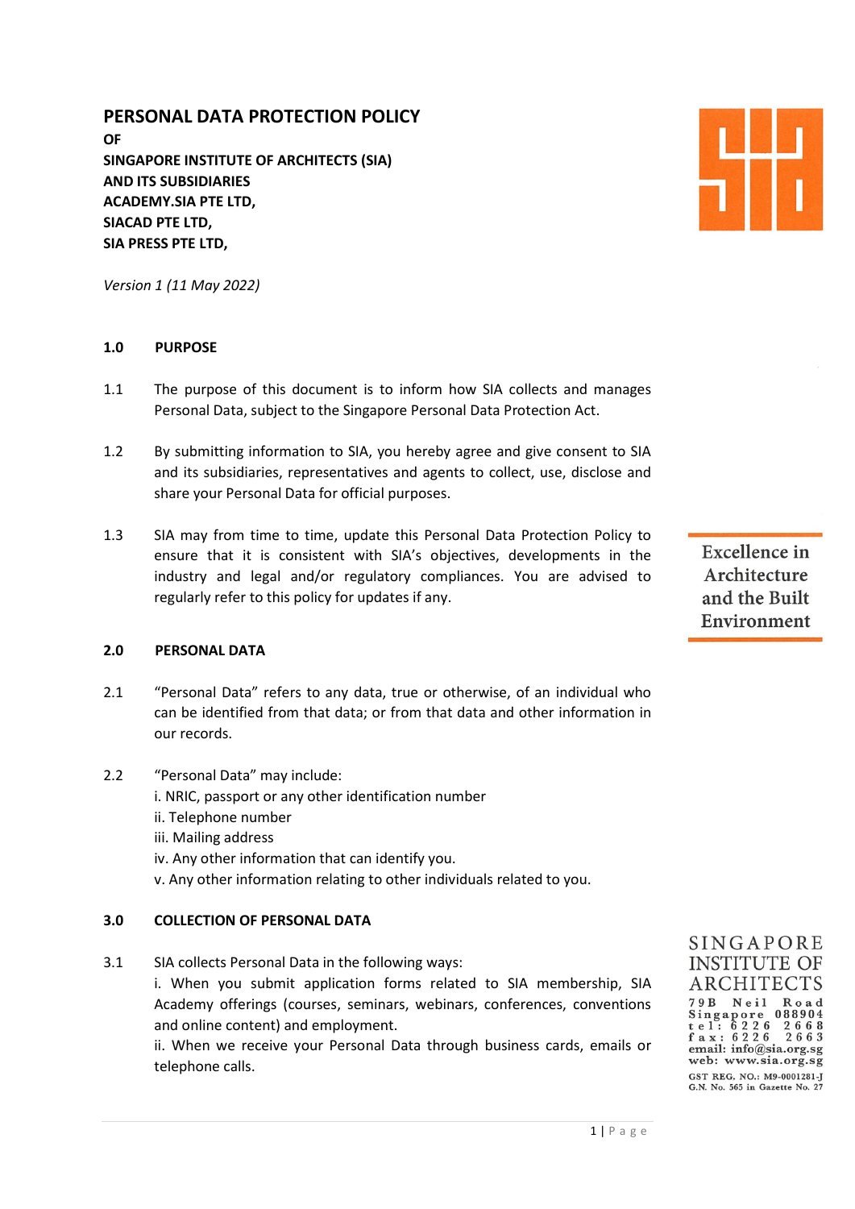# PERSONAL DATA PROTECTION POLICY

**OF**
**SINGAPORE INSTITUTE OF ARCHITECTS (SIA)**
**AND ITS SUBSIDIARIES**
**ACADEMY.SIA PTE LTD,**
**SIACAD PTE LTD,**
**SIA PRESS PTE LTD,**

*Version 1 (11 May 2022)*

Excellence in Architecture and the Built Environment

SINGAPORE INSTITUTE OF ARCHITECTS
79B Neil Road
Singapore 088904
tel: 6226 2668
fax: 6226 2663
email: info@sia.org.sg
web: www.sia.org.sg
GST REG. NO.: M9-0001281-J
G.N. No. 565 in Gazette No. 27

## 1.0 PURPOSE

1.1 The purpose of this document is to inform how SIA collects and manages Personal Data, subject to the Singapore Personal Data Protection Act.

1.2 By submitting information to SIA, you hereby agree and give consent to SIA and its subsidiaries, representatives and agents to collect, use, disclose and share your Personal Data for official purposes.

1.3 SIA may from time to time, update this Personal Data Protection Policy to ensure that it is consistent with SIA's objectives, developments in the industry and legal and/or regulatory compliances. You are advised to regularly refer to this policy for updates if any.

## 2.0 PERSONAL DATA

2.1 "Personal Data" refers to any data, true or otherwise, of an individual who can be identified from that data; or from that data and other information in our records.

2.2 "Personal Data" may include:
i. NRIC, passport or any other identification number
ii. Telephone number
iii. Mailing address
iv. Any other information that can identify you.
v. Any other information relating to other individuals related to you.

## 3.0 COLLECTION OF PERSONAL DATA

3.1 SIA collects Personal Data in the following ways:
i. When you submit application forms related to SIA membership, SIA Academy offerings (courses, seminars, webinars, conferences, conventions and online content) and employment.
ii. When we receive your Personal Data through business cards, emails or telephone calls.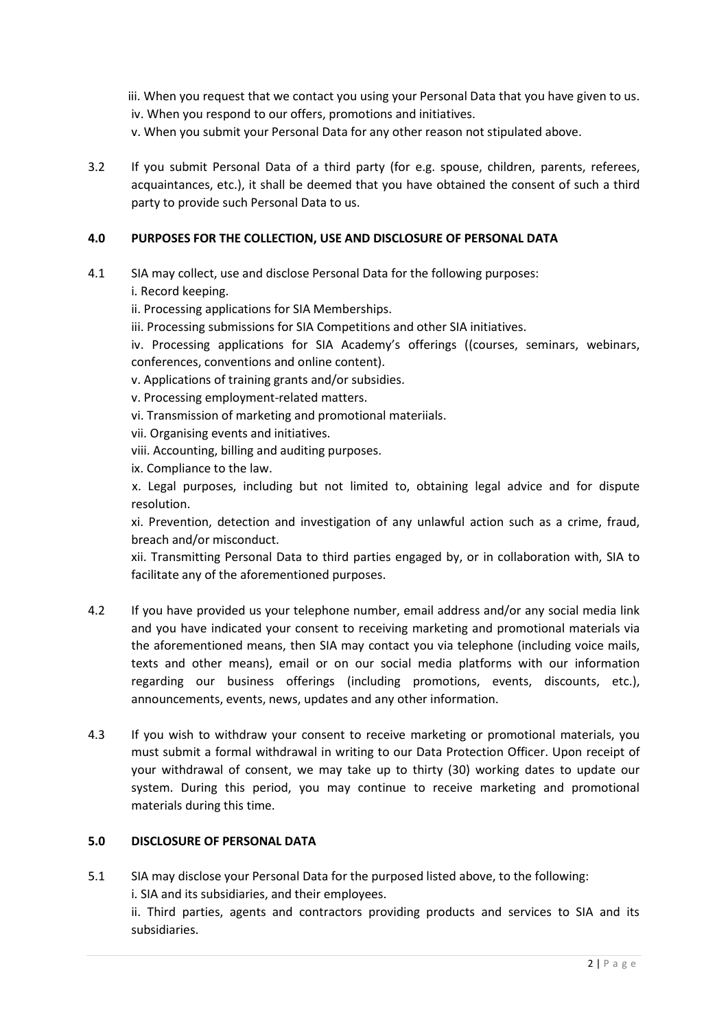iii. When you request that we contact you using your Personal Data that you have given to us.
iv. When you respond to our offers, promotions and initiatives.
v. When you submit your Personal Data for any other reason not stipulated above.

3.2 If you submit Personal Data of a third party (for e.g. spouse, children, parents, referees, acquaintances, etc.), it shall be deemed that you have obtained the consent of such a third party to provide such Personal Data to us.

## 4.0 PURPOSES FOR THE COLLECTION, USE AND DISCLOSURE OF PERSONAL DATA

4.1 SIA may collect, use and disclose Personal Data for the following purposes:
i. Record keeping.
ii. Processing applications for SIA Memberships.
iii. Processing submissions for SIA Competitions and other SIA initiatives.
iv. Processing applications for SIA Academy's offerings ((courses, seminars, webinars, conferences, conventions and online content).
v. Applications of training grants and/or subsidies.
v. Processing employment-related matters.
vi. Transmission of marketing and promotional materiials.
vii. Organising events and initiatives.
viii. Accounting, billing and auditing purposes.
ix. Compliance to the law.
x. Legal purposes, including but not limited to, obtaining legal advice and for dispute resolution.
xi. Prevention, detection and investigation of any unlawful action such as a crime, fraud, breach and/or misconduct.
xii. Transmitting Personal Data to third parties engaged by, or in collaboration with, SIA to facilitate any of the aforementioned purposes.

4.2 If you have provided us your telephone number, email address and/or any social media link and you have indicated your consent to receiving marketing and promotional materials via the aforementioned means, then SIA may contact you via telephone (including voice mails, texts and other means), email or on our social media platforms with our information regarding our business offerings (including promotions, events, discounts, etc.), announcements, events, news, updates and any other information.

4.3 If you wish to withdraw your consent to receive marketing or promotional materials, you must submit a formal withdrawal in writing to our Data Protection Officer. Upon receipt of your withdrawal of consent, we may take up to thirty (30) working dates to update our system. During this period, you may continue to receive marketing and promotional materials during this time.

## 5.0 DISCLOSURE OF PERSONAL DATA

5.1 SIA may disclose your Personal Data for the purposed listed above, to the following:
i. SIA and its subsidiaries, and their employees.
ii. Third parties, agents and contractors providing products and services to SIA and its subsidiaries.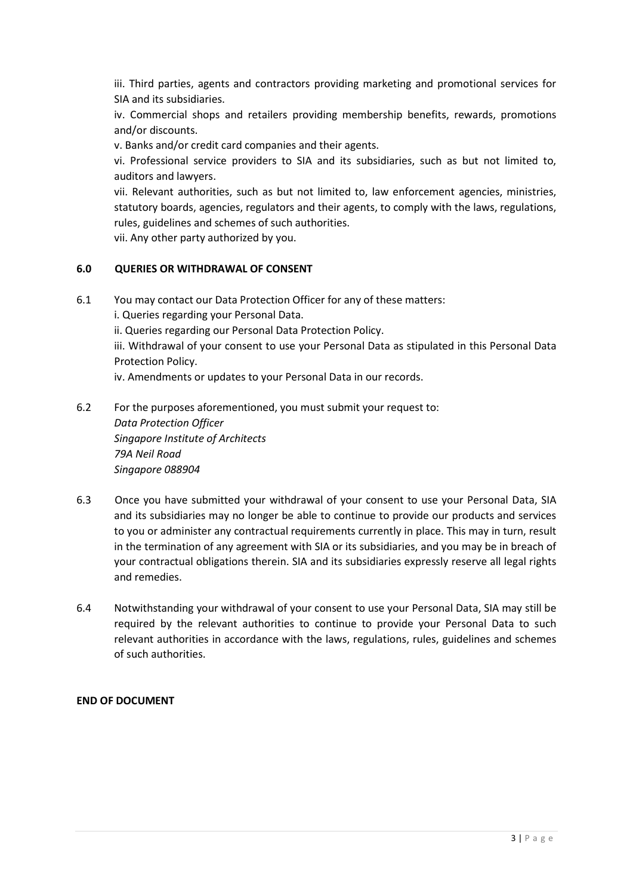iii. Third parties, agents and contractors providing marketing and promotional services for SIA and its subsidiaries.

iv. Commercial shops and retailers providing membership benefits, rewards, promotions and/or discounts.

v. Banks and/or credit card companies and their agents.

vi. Professional service providers to SIA and its subsidiaries, such as but not limited to, auditors and lawyers.

vii. Relevant authorities, such as but not limited to, law enforcement agencies, ministries, statutory boards, agencies, regulators and their agents, to comply with the laws, regulations, rules, guidelines and schemes of such authorities.

vii. Any other party authorized by you.

**6.0 QUERIES OR WITHDRAWAL OF CONSENT**

6.1 You may contact our Data Protection Officer for any of these matters:

i. Queries regarding your Personal Data.

ii. Queries regarding our Personal Data Protection Policy.

iii. Withdrawal of your consent to use your Personal Data as stipulated in this Personal Data Protection Policy.

iv. Amendments or updates to your Personal Data in our records.

6.2 For the purposes aforementioned, you must submit your request to:

*Data Protection Officer*
*Singapore Institute of Architects*
*79A Neil Road*
*Singapore 088904*

6.3 Once you have submitted your withdrawal of your consent to use your Personal Data, SIA and its subsidiaries may no longer be able to continue to provide our products and services to you or administer any contractual requirements currently in place. This may in turn, result in the termination of any agreement with SIA or its subsidiaries, and you may be in breach of your contractual obligations therein. SIA and its subsidiaries expressly reserve all legal rights and remedies.

6.4 Notwithstanding your withdrawal of your consent to use your Personal Data, SIA may still be required by the relevant authorities to continue to provide your Personal Data to such relevant authorities in accordance with the laws, regulations, rules, guidelines and schemes of such authorities.

**END OF DOCUMENT**